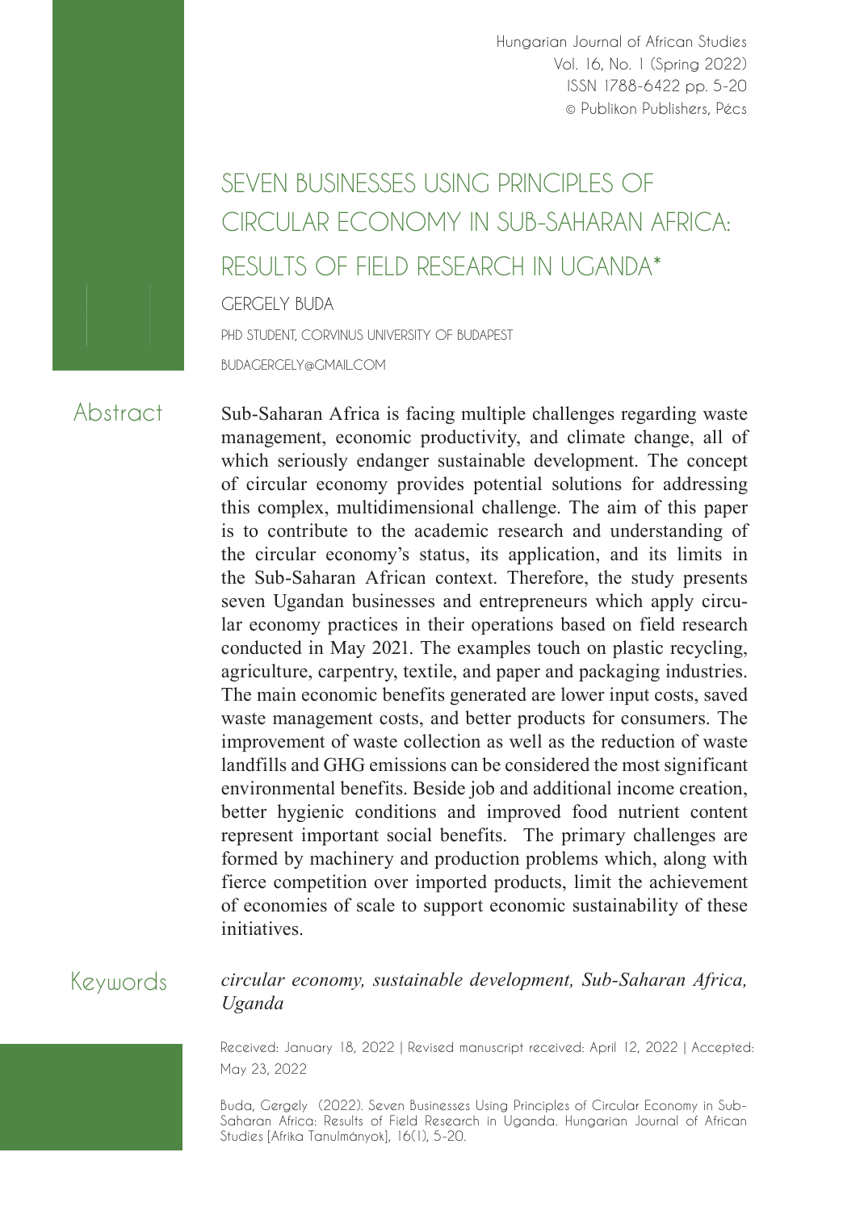# SEVEN BUSINESSES USING PRINCIPLES OF CIRCULAR ECONOMY IN SUB-SAHARAN AFRICA: RESULTS OF FIELD RESEARCH IN UGANDA*

GERGELY BUDA

PHD STUDENT, CORVINUS UNIVERSITY OF BUDAPEST

BUDAGERGELY@GMAIL.COM

## Abstract

Sub-Saharan Africa is facing multiple challenges regarding waste management, economic productivity, and climate change, all of which seriously endanger sustainable development. The concept of circular economy provides potential solutions for addressing this complex, multidimensional challenge. The aim of this paper is to contribute to the academic research and understanding of the circular economy's status, its application, and its limits in the Sub-Saharan African context. Therefore, the study presents seven Ugandan businesses and entrepreneurs which apply circular economy practices in their operations based on field research conducted in May 2021. The examples touch on plastic recycling, agriculture, carpentry, textile, and paper and packaging industries. The main economic benefits generated are lower input costs, saved waste management costs, and better products for consumers. The improvement of waste collection as well as the reduction of waste landfills and GHG emissions can be considered the most significant environmental benefits. Beside job and additional income creation, better hygienic conditions and improved food nutrient content represent important social benefits. The primary challenges are formed by machinery and production problems which, along with fierce competition over imported products, limit the achievement of economies of scale to support economic sustainability of these initiatives.

## Keywords

*circular economy, sustainable development, Sub-Saharan Africa, Uganda*

Received: January 18, 2022 | Revised manuscript received: April 12, 2022 | Accepted: May 23, 2022

Buda, Gergely (2022). Seven Businesses Using Principles of Circular Economy in Sub-Saharan Africa: Results of Field Research in Uganda. Hungarian Journal of African Studies [Afrika Tanulmányok], 16(1), 5-20.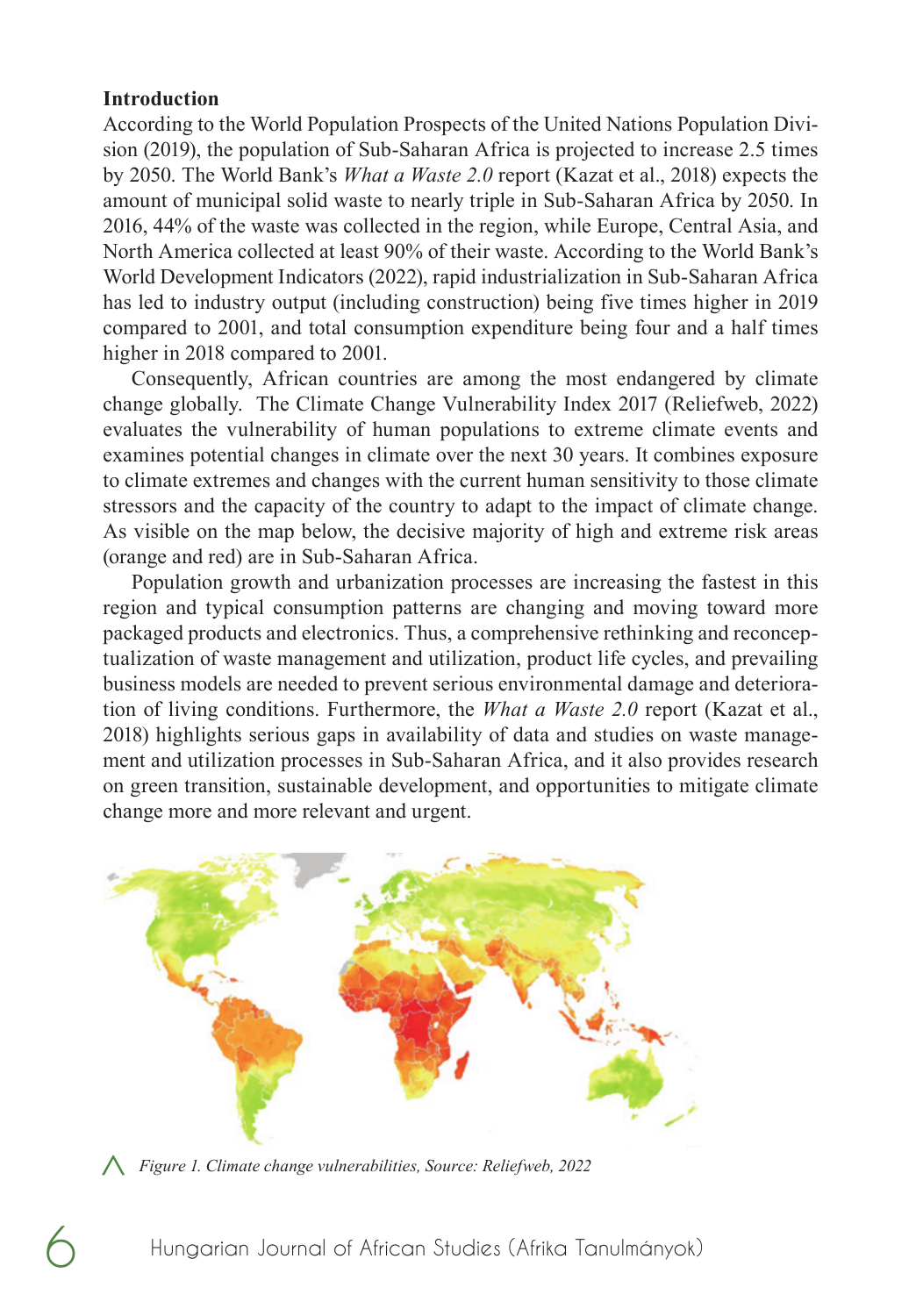## Introduction

According to the World Population Prospects of the United Nations Population Division (2019), the population of Sub-Saharan Africa is projected to increase 2.5 times by 2050. The World Bank's *What a Waste 2.0* report (Kazat et al., 2018) expects the amount of municipal solid waste to nearly triple in Sub-Saharan Africa by 2050. In 2016, 44% of the waste was collected in the region, while Europe, Central Asia, and North America collected at least 90% of their waste. According to the World Bank's World Development Indicators (2022), rapid industrialization in Sub-Saharan Africa has led to industry output (including construction) being five times higher in 2019 compared to 2001, and total consumption expenditure being four and a half times higher in 2018 compared to 2001.

Consequently, African countries are among the most endangered by climate change globally. The Climate Change Vulnerability Index 2017 (Reliefweb, 2022) evaluates the vulnerability of human populations to extreme climate events and examines potential changes in climate over the next 30 years. It combines exposure to climate extremes and changes with the current human sensitivity to those climate stressors and the capacity of the country to adapt to the impact of climate change. As visible on the map below, the decisive majority of high and extreme risk areas (orange and red) are in Sub-Saharan Africa.

Population growth and urbanization processes are increasing the fastest in this region and typical consumption patterns are changing and moving toward more packaged products and electronics. Thus, a comprehensive rethinking and reconceptualization of waste management and utilization, product life cycles, and prevailing business models are needed to prevent serious environmental damage and deterioration of living conditions. Furthermore, the *What a Waste 2.0* report (Kazat et al., 2018) highlights serious gaps in availability of data and studies on waste management and utilization processes in Sub-Saharan Africa, and it also provides research on green transition, sustainable development, and opportunities to mitigate climate change more and more relevant and urgent.

*Figure 1. Climate change vulnerabilities, Source: Reliefweb, 2022*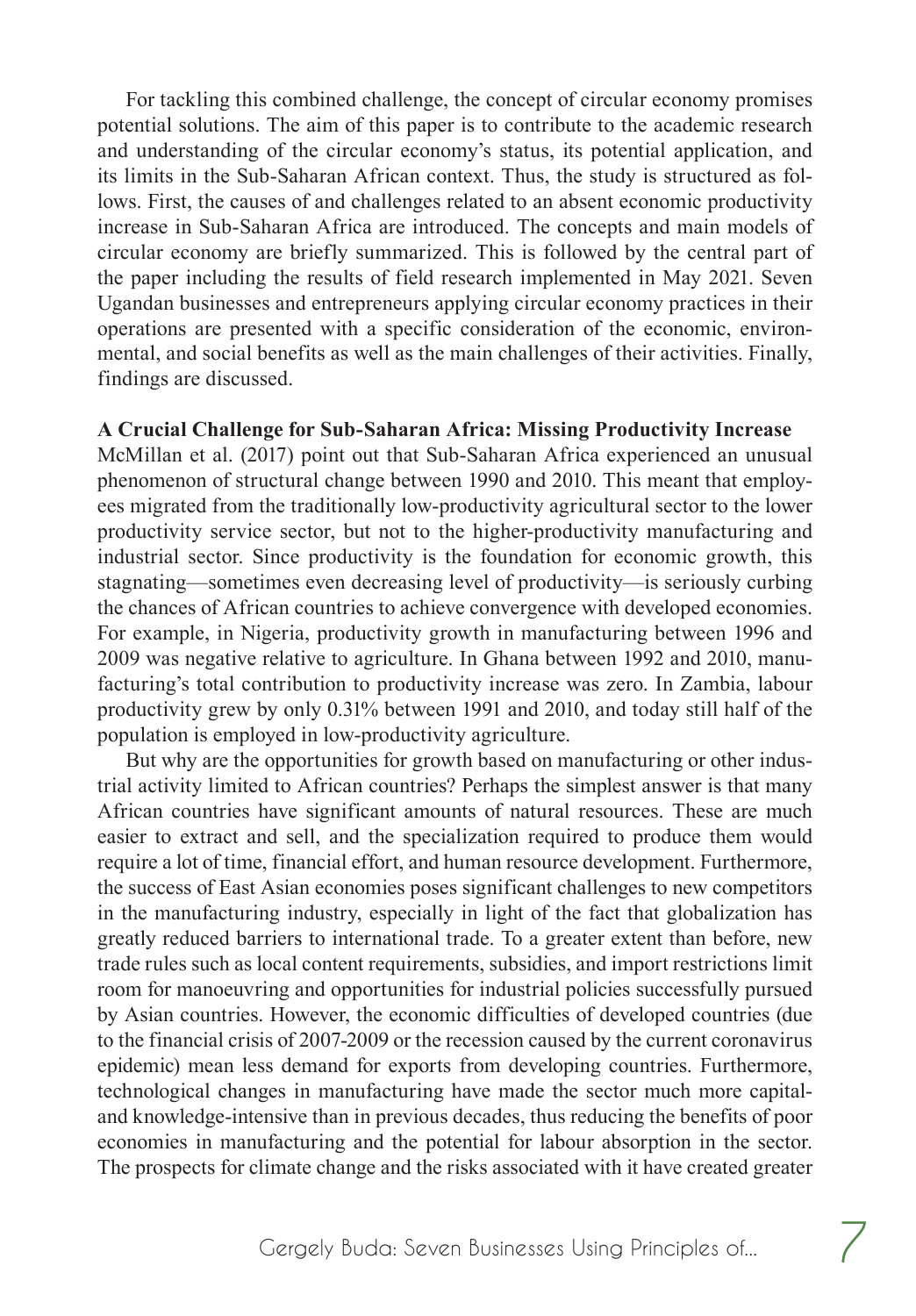For tackling this combined challenge, the concept of circular economy promises potential solutions. The aim of this paper is to contribute to the academic research and understanding of the circular economy's status, its potential application, and its limits in the Sub-Saharan African context. Thus, the study is structured as follows. First, the causes of and challenges related to an absent economic productivity increase in Sub-Saharan Africa are introduced. The concepts and main models of circular economy are briefly summarized. This is followed by the central part of the paper including the results of field research implemented in May 2021. Seven Ugandan businesses and entrepreneurs applying circular economy practices in their operations are presented with a specific consideration of the economic, environmental, and social benefits as well as the main challenges of their activities. Finally, findings are discussed.

## A Crucial Challenge for Sub-Saharan Africa: Missing Productivity Increase

McMillan et al. (2017) point out that Sub-Saharan Africa experienced an unusual phenomenon of structural change between 1990 and 2010. This meant that employees migrated from the traditionally low-productivity agricultural sector to the lower productivity service sector, but not to the higher-productivity manufacturing and industrial sector. Since productivity is the foundation for economic growth, this stagnating—sometimes even decreasing level of productivity—is seriously curbing the chances of African countries to achieve convergence with developed economies. For example, in Nigeria, productivity growth in manufacturing between 1996 and 2009 was negative relative to agriculture. In Ghana between 1992 and 2010, manufacturing's total contribution to productivity increase was zero. In Zambia, labour productivity grew by only 0.31% between 1991 and 2010, and today still half of the population is employed in low-productivity agriculture.

But why are the opportunities for growth based on manufacturing or other industrial activity limited to African countries? Perhaps the simplest answer is that many African countries have significant amounts of natural resources. These are much easier to extract and sell, and the specialization required to produce them would require a lot of time, financial effort, and human resource development. Furthermore, the success of East Asian economies poses significant challenges to new competitors in the manufacturing industry, especially in light of the fact that globalization has greatly reduced barriers to international trade. To a greater extent than before, new trade rules such as local content requirements, subsidies, and import restrictions limit room for manoeuvring and opportunities for industrial policies successfully pursued by Asian countries. However, the economic difficulties of developed countries (due to the financial crisis of 2007-2009 or the recession caused by the current coronavirus epidemic) mean less demand for exports from developing countries. Furthermore, technological changes in manufacturing have made the sector much more capital- and knowledge-intensive than in previous decades, thus reducing the benefits of poor economies in manufacturing and the potential for labour absorption in the sector. The prospects for climate change and the risks associated with it have created greater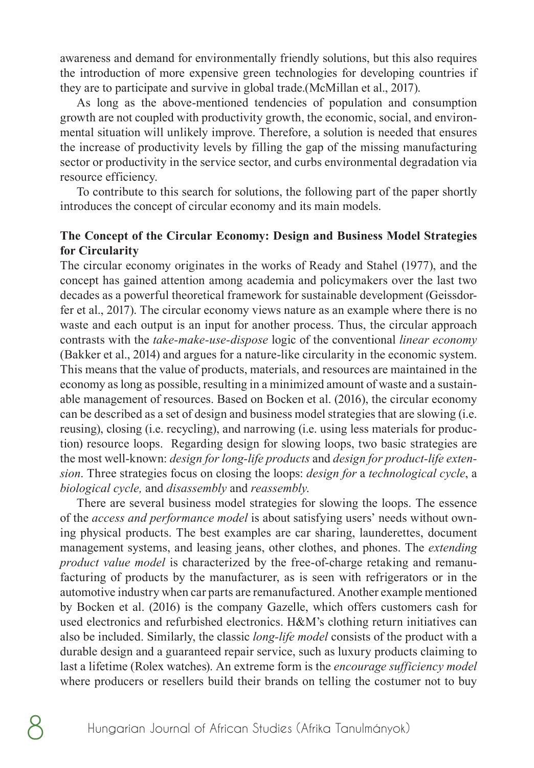awareness and demand for environmentally friendly solutions, but this also requires the introduction of more expensive green technologies for developing countries if they are to participate and survive in global trade.(McMillan et al., 2017).

As long as the above-mentioned tendencies of population and consumption growth are not coupled with productivity growth, the economic, social, and environmental situation will unlikely improve. Therefore, a solution is needed that ensures the increase of productivity levels by filling the gap of the missing manufacturing sector or productivity in the service sector, and curbs environmental degradation via resource efficiency.

To contribute to this search for solutions, the following part of the paper shortly introduces the concept of circular economy and its main models.

**The Concept of the Circular Economy: Design and Business Model Strategies for Circularity**

The circular economy originates in the works of Ready and Stahel (1977), and the concept has gained attention among academia and policymakers over the last two decades as a powerful theoretical framework for sustainable development (Geissdorfer et al., 2017). The circular economy views nature as an example where there is no waste and each output is an input for another process. Thus, the circular approach contrasts with the *take-make-use-dispose* logic of the conventional *linear economy* (Bakker et al., 2014) and argues for a nature-like circularity in the economic system. This means that the value of products, materials, and resources are maintained in the economy as long as possible, resulting in a minimized amount of waste and a sustainable management of resources. Based on Bocken et al. (2016), the circular economy can be described as a set of design and business model strategies that are slowing (i.e. reusing), closing (i.e. recycling), and narrowing (i.e. using less materials for production) resource loops. Regarding design for slowing loops, two basic strategies are the most well-known: *design for long-life products* and *design for product-life extension*. Three strategies focus on closing the loops: *design for* a *technological cycle*, a *biological cycle,* and *disassembly* and *reassembly.*

There are several business model strategies for slowing the loops. The essence of the *access and performance model* is about satisfying users' needs without owning physical products. The best examples are car sharing, launderettes, document management systems, and leasing jeans, other clothes, and phones. The *extending product value model* is characterized by the free-of-charge retaking and remanufacturing of products by the manufacturer, as is seen with refrigerators or in the automotive industry when car parts are remanufactured. Another example mentioned by Bocken et al. (2016) is the company Gazelle, which offers customers cash for used electronics and refurbished electronics. H&M's clothing return initiatives can also be included. Similarly, the classic *long-life model* consists of the product with a durable design and a guaranteed repair service, such as luxury products claiming to last a lifetime (Rolex watches). An extreme form is the *encourage sufficiency model* where producers or resellers build their brands on telling the costumer not to buy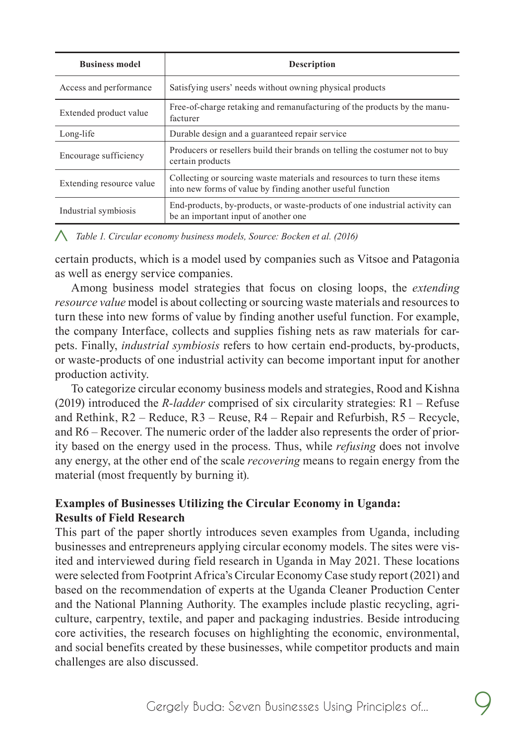| Business model | Description |
|---|---|
| Access and performance | Satisfying users' needs without owning physical products |
| Extended product value | Free-of-charge retaking and remanufacturing of the products by the manufacturer |
| Long-life | Durable design and a guaranteed repair service |
| Encourage sufficiency | Producers or resellers build their brands on telling the costumer not to buy certain products |
| Extending resource value | Collecting or sourcing waste materials and resources to turn these items into new forms of value by finding another useful function |
| Industrial symbiosis | End-products, by-products, or waste-products of one industrial activity can be an important input of another one |

*Table 1. Circular economy business models, Source: Bocken et al. (2016)*

certain products, which is a model used by companies such as Vitsoe and Patagonia as well as energy service companies.

Among business model strategies that focus on closing loops, the *extending resource value* model is about collecting or sourcing waste materials and resources to turn these into new forms of value by finding another useful function. For example, the company Interface, collects and supplies fishing nets as raw materials for carpets. Finally, *industrial symbiosis* refers to how certain end-products, by-products, or waste-products of one industrial activity can become important input for another production activity.

To categorize circular economy business models and strategies, Rood and Kishna (2019) introduced the *R-ladder* comprised of six circularity strategies: R1 – Refuse and Rethink, R2 – Reduce, R3 – Reuse, R4 – Repair and Refurbish, R5 – Recycle, and R6 – Recover. The numeric order of the ladder also represents the order of priority based on the energy used in the process. Thus, while *refusing* does not involve any energy, at the other end of the scale *recovering* means to regain energy from the material (most frequently by burning it).

### Examples of Businesses Utilizing the Circular Economy in Uganda: Results of Field Research

This part of the paper shortly introduces seven examples from Uganda, including businesses and entrepreneurs applying circular economy models. The sites were visited and interviewed during field research in Uganda in May 2021. These locations were selected from Footprint Africa's Circular Economy Case study report (2021) and based on the recommendation of experts at the Uganda Cleaner Production Center and the National Planning Authority. The examples include plastic recycling, agriculture, carpentry, textile, and paper and packaging industries. Beside introducing core activities, the research focuses on highlighting the economic, environmental, and social benefits created by these businesses, while competitor products and main challenges are also discussed.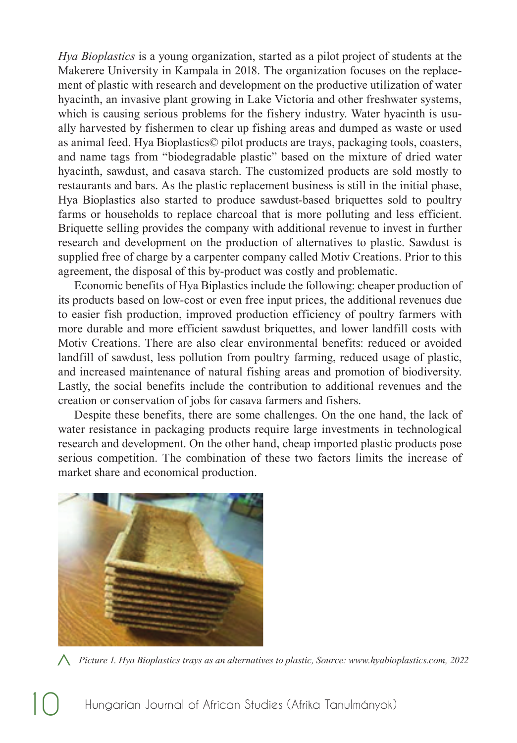*Hya Bioplastics* is a young organization, started as a pilot project of students at the Makerere University in Kampala in 2018. The organization focuses on the replacement of plastic with research and development on the productive utilization of water hyacinth, an invasive plant growing in Lake Victoria and other freshwater systems, which is causing serious problems for the fishery industry. Water hyacinth is usually harvested by fishermen to clear up fishing areas and dumped as waste or used as animal feed. Hya Bioplastics© pilot products are trays, packaging tools, coasters, and name tags from "biodegradable plastic" based on the mixture of dried water hyacinth, sawdust, and casava starch. The customized products are sold mostly to restaurants and bars. As the plastic replacement business is still in the initial phase, Hya Bioplastics also started to produce sawdust-based briquettes sold to poultry farms or households to replace charcoal that is more polluting and less efficient. Briquette selling provides the company with additional revenue to invest in further research and development on the production of alternatives to plastic. Sawdust is supplied free of charge by a carpenter company called Motiv Creations. Prior to this agreement, the disposal of this by-product was costly and problematic.

Economic benefits of Hya Biplastics include the following: cheaper production of its products based on low-cost or even free input prices, the additional revenues due to easier fish production, improved production efficiency of poultry farmers with more durable and more efficient sawdust briquettes, and lower landfill costs with Motiv Creations. There are also clear environmental benefits: reduced or avoided landfill of sawdust, less pollution from poultry farming, reduced usage of plastic, and increased maintenance of natural fishing areas and promotion of biodiversity. Lastly, the social benefits include the contribution to additional revenues and the creation or conservation of jobs for casava farmers and fishers.

Despite these benefits, there are some challenges. On the one hand, the lack of water resistance in packaging products require large investments in technological research and development. On the other hand, cheap imported plastic products pose serious competition. The combination of these two factors limits the increase of market share and economical production.

*Picture 1. Hya Bioplastics trays as an alternatives to plastic, Source: www.hyabioplastics.com, 2022*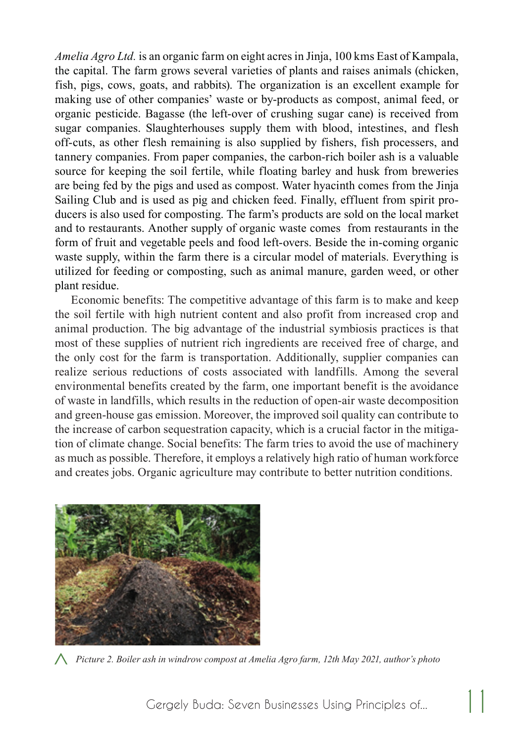*Amelia Agro Ltd.* is an organic farm on eight acres in Jinja, 100 kms East of Kampala, the capital. The farm grows several varieties of plants and raises animals (chicken, fish, pigs, cows, goats, and rabbits). The organization is an excellent example for making use of other companies' waste or by-products as compost, animal feed, or organic pesticide. Bagasse (the left-over of crushing sugar cane) is received from sugar companies. Slaughterhouses supply them with blood, intestines, and flesh off-cuts, as other flesh remaining is also supplied by fishers, fish processers, and tannery companies. From paper companies, the carbon-rich boiler ash is a valuable source for keeping the soil fertile, while floating barley and husk from breweries are being fed by the pigs and used as compost. Water hyacinth comes from the Jinja Sailing Club and is used as pig and chicken feed. Finally, effluent from spirit producers is also used for composting. The farm's products are sold on the local market and to restaurants. Another supply of organic waste comes from restaurants in the form of fruit and vegetable peels and food left-overs. Beside the in-coming organic waste supply, within the farm there is a circular model of materials. Everything is utilized for feeding or composting, such as animal manure, garden weed, or other plant residue.

Economic benefits: The competitive advantage of this farm is to make and keep the soil fertile with high nutrient content and also profit from increased crop and animal production. The big advantage of the industrial symbiosis practices is that most of these supplies of nutrient rich ingredients are received free of charge, and the only cost for the farm is transportation. Additionally, supplier companies can realize serious reductions of costs associated with landfills. Among the several environmental benefits created by the farm, one important benefit is the avoidance of waste in landfills, which results in the reduction of open-air waste decomposition and green-house gas emission. Moreover, the improved soil quality can contribute to the increase of carbon sequestration capacity, which is a crucial factor in the mitigation of climate change. Social benefits: The farm tries to avoid the use of machinery as much as possible. Therefore, it employs a relatively high ratio of human workforce and creates jobs. Organic agriculture may contribute to better nutrition conditions.

*Picture 2. Boiler ash in windrow compost at Amelia Agro farm, 12th May 2021, author's photo*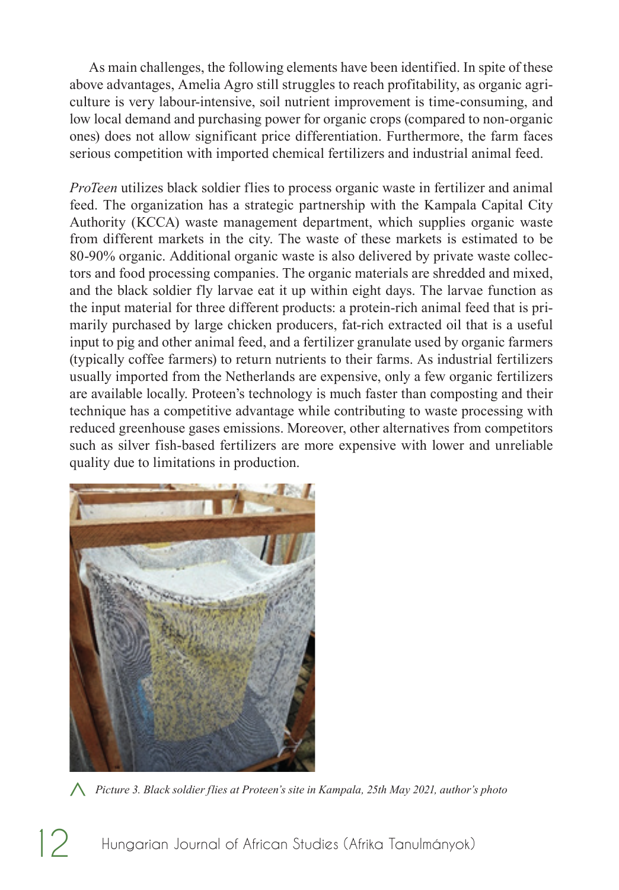As main challenges, the following elements have been identified. In spite of these above advantages, Amelia Agro still struggles to reach profitability, as organic agriculture is very labour-intensive, soil nutrient improvement is time-consuming, and low local demand and purchasing power for organic crops (compared to non-organic ones) does not allow significant price differentiation. Furthermore, the farm faces serious competition with imported chemical fertilizers and industrial animal feed.

*ProTeen* utilizes black soldier flies to process organic waste in fertilizer and animal feed. The organization has a strategic partnership with the Kampala Capital City Authority (KCCA) waste management department, which supplies organic waste from different markets in the city. The waste of these markets is estimated to be 80-90% organic. Additional organic waste is also delivered by private waste collectors and food processing companies. The organic materials are shredded and mixed, and the black soldier fly larvae eat it up within eight days. The larvae function as the input material for three different products: a protein-rich animal feed that is primarily purchased by large chicken producers, fat-rich extracted oil that is a useful input to pig and other animal feed, and a fertilizer granulate used by organic farmers (typically coffee farmers) to return nutrients to their farms. As industrial fertilizers usually imported from the Netherlands are expensive, only a few organic fertilizers are available locally. Proteen's technology is much faster than composting and their technique has a competitive advantage while contributing to waste processing with reduced greenhouse gases emissions. Moreover, other alternatives from competitors such as silver fish-based fertilizers are more expensive with lower and unreliable quality due to limitations in production.

*Picture 3. Black soldier flies at Proteen's site in Kampala, 25th May 2021, author's photo*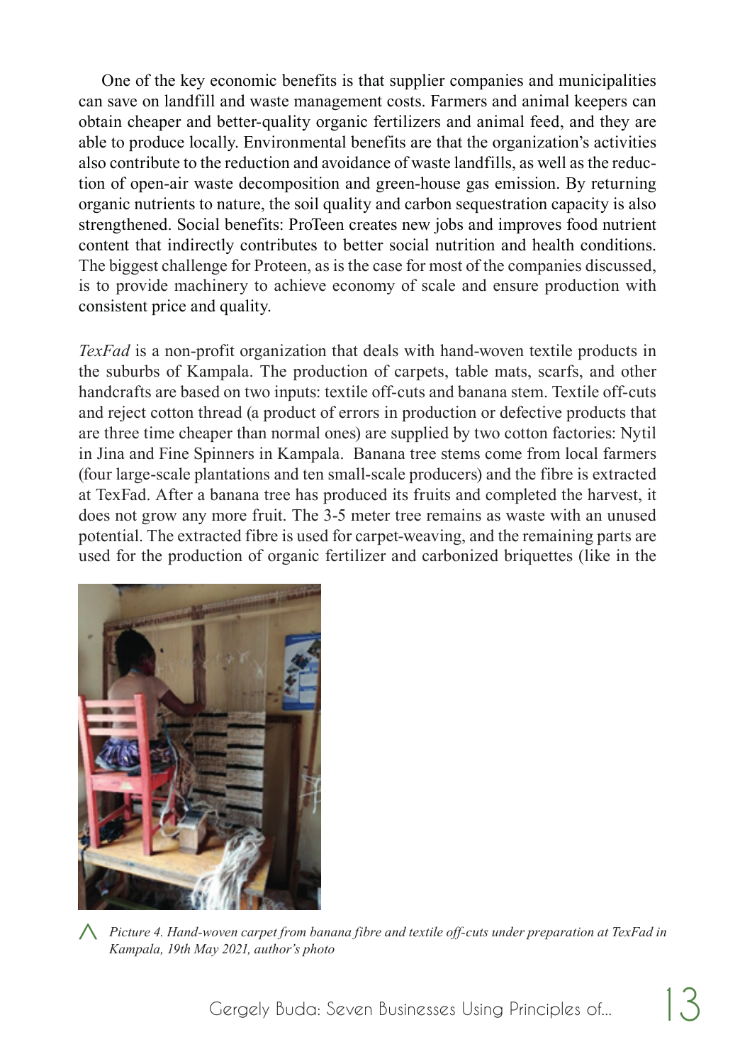One of the key economic benefits is that supplier companies and municipalities can save on landfill and waste management costs. Farmers and animal keepers can obtain cheaper and better-quality organic fertilizers and animal feed, and they are able to produce locally. Environmental benefits are that the organization's activities also contribute to the reduction and avoidance of waste landfills, as well as the reduction of open-air waste decomposition and green-house gas emission. By returning organic nutrients to nature, the soil quality and carbon sequestration capacity is also strengthened. Social benefits: ProTeen creates new jobs and improves food nutrient content that indirectly contributes to better social nutrition and health conditions. The biggest challenge for Proteen, as is the case for most of the companies discussed, is to provide machinery to achieve economy of scale and ensure production with consistent price and quality.

*TexFad* is a non-profit organization that deals with hand-woven textile products in the suburbs of Kampala. The production of carpets, table mats, scarfs, and other handcrafts are based on two inputs: textile off-cuts and banana stem. Textile off-cuts and reject cotton thread (a product of errors in production or defective products that are three time cheaper than normal ones) are supplied by two cotton factories: Nytil in Jina and Fine Spinners in Kampala. Banana tree stems come from local farmers (four large-scale plantations and ten small-scale producers) and the fibre is extracted at TexFad. After a banana tree has produced its fruits and completed the harvest, it does not grow any more fruit. The 3-5 meter tree remains as waste with an unused potential. The extracted fibre is used for carpet-weaving, and the remaining parts are used for the production of organic fertilizer and carbonized briquettes (like in the

*Picture 4. Hand-woven carpet from banana fibre and textile off-cuts under preparation at TexFad in Kampala, 19th May 2021, author's photo*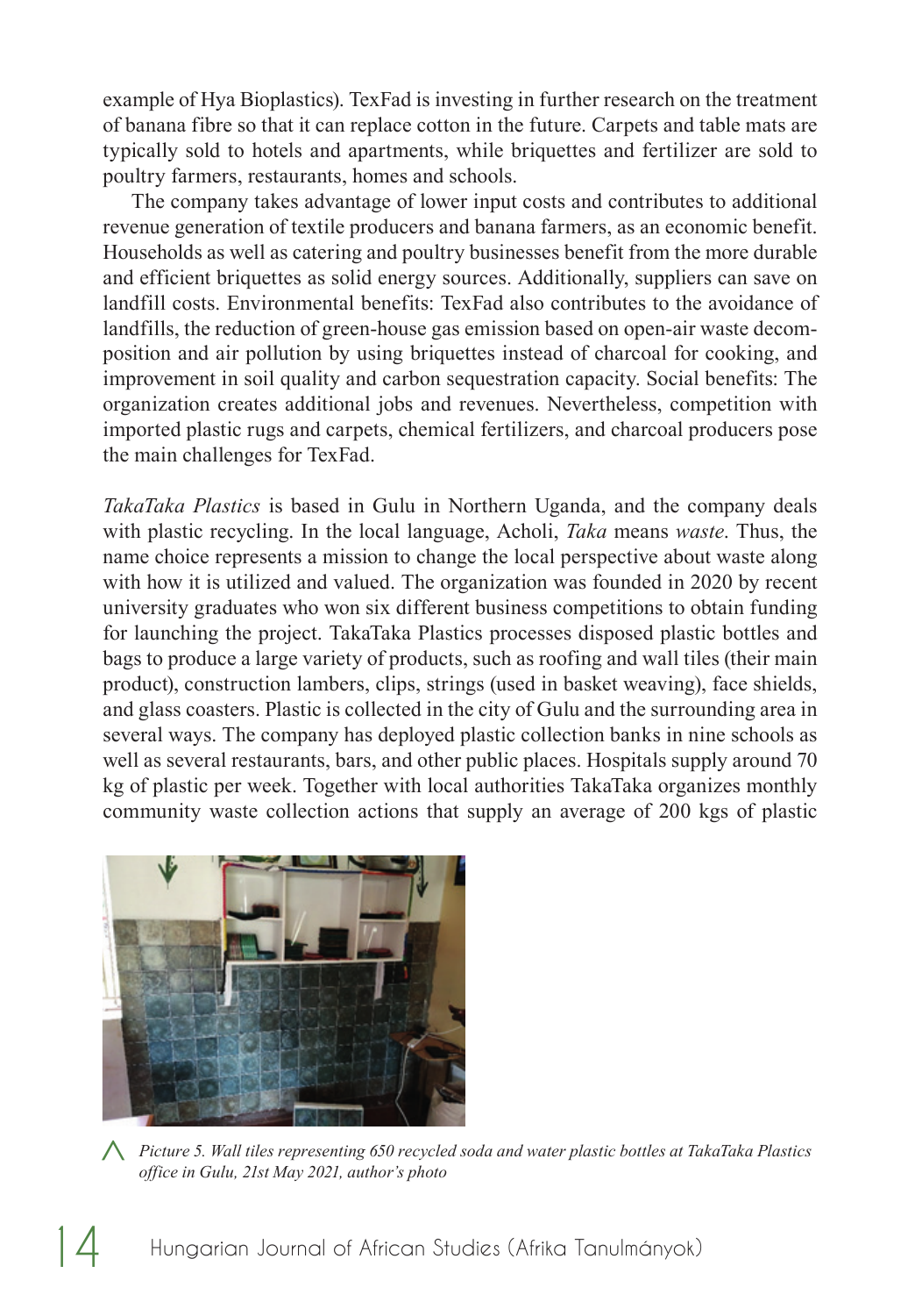example of Hya Bioplastics). TexFad is investing in further research on the treatment of banana fibre so that it can replace cotton in the future. Carpets and table mats are typically sold to hotels and apartments, while briquettes and fertilizer are sold to poultry farmers, restaurants, homes and schools.

The company takes advantage of lower input costs and contributes to additional revenue generation of textile producers and banana farmers, as an economic benefit. Households as well as catering and poultry businesses benefit from the more durable and efficient briquettes as solid energy sources. Additionally, suppliers can save on landfill costs. Environmental benefits: TexFad also contributes to the avoidance of landfills, the reduction of green-house gas emission based on open-air waste decomposition and air pollution by using briquettes instead of charcoal for cooking, and improvement in soil quality and carbon sequestration capacity. Social benefits: The organization creates additional jobs and revenues. Nevertheless, competition with imported plastic rugs and carpets, chemical fertilizers, and charcoal producers pose the main challenges for TexFad.

*TakaTaka Plastics* is based in Gulu in Northern Uganda, and the company deals with plastic recycling. In the local language, Acholi, *Taka* means *waste*. Thus, the name choice represents a mission to change the local perspective about waste along with how it is utilized and valued. The organization was founded in 2020 by recent university graduates who won six different business competitions to obtain funding for launching the project. TakaTaka Plastics processes disposed plastic bottles and bags to produce a large variety of products, such as roofing and wall tiles (their main product), construction lambers, clips, strings (used in basket weaving), face shields, and glass coasters. Plastic is collected in the city of Gulu and the surrounding area in several ways. The company has deployed plastic collection banks in nine schools as well as several restaurants, bars, and other public places. Hospitals supply around 70 kg of plastic per week. Together with local authorities TakaTaka organizes monthly community waste collection actions that supply an average of 200 kgs of plastic

*Picture 5. Wall tiles representing 650 recycled soda and water plastic bottles at TakaTaka Plastics office in Gulu, 21st May 2021, author's photo*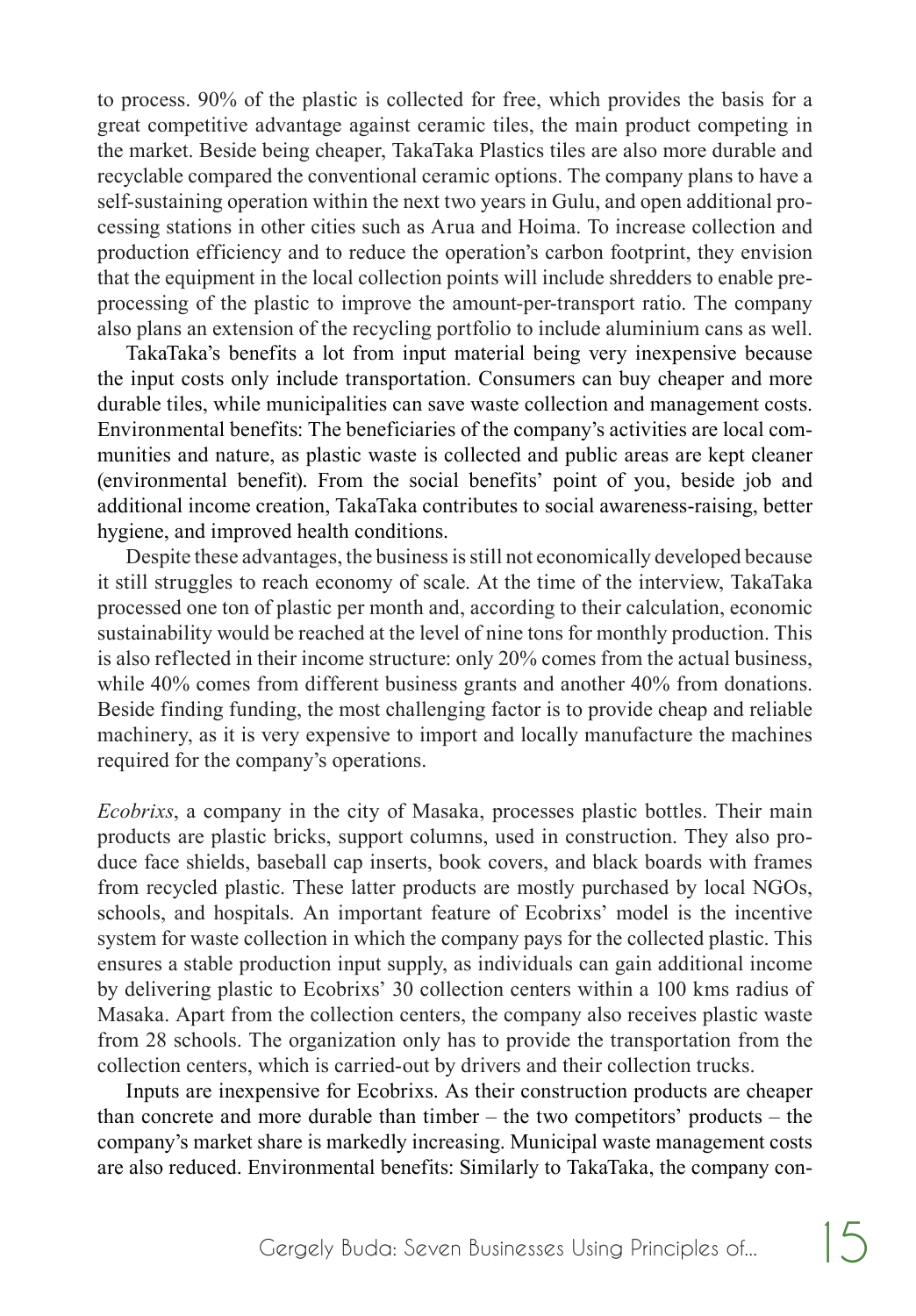to process. 90% of the plastic is collected for free, which provides the basis for a great competitive advantage against ceramic tiles, the main product competing in the market. Beside being cheaper, TakaTaka Plastics tiles are also more durable and recyclable compared the conventional ceramic options. The company plans to have a self-sustaining operation within the next two years in Gulu, and open additional processing stations in other cities such as Arua and Hoima. To increase collection and production efficiency and to reduce the operation's carbon footprint, they envision that the equipment in the local collection points will include shredders to enable preprocessing of the plastic to improve the amount-per-transport ratio. The company also plans an extension of the recycling portfolio to include aluminium cans as well.

TakaTaka's benefits a lot from input material being very inexpensive because the input costs only include transportation. Consumers can buy cheaper and more durable tiles, while municipalities can save waste collection and management costs. Environmental benefits: The beneficiaries of the company's activities are local communities and nature, as plastic waste is collected and public areas are kept cleaner (environmental benefit). From the social benefits' point of you, beside job and additional income creation, TakaTaka contributes to social awareness-raising, better hygiene, and improved health conditions.

Despite these advantages, the business is still not economically developed because it still struggles to reach economy of scale. At the time of the interview, TakaTaka processed one ton of plastic per month and, according to their calculation, economic sustainability would be reached at the level of nine tons for monthly production. This is also reflected in their income structure: only 20% comes from the actual business, while 40% comes from different business grants and another 40% from donations. Beside finding funding, the most challenging factor is to provide cheap and reliable machinery, as it is very expensive to import and locally manufacture the machines required for the company's operations.

*Ecobrixs*, a company in the city of Masaka, processes plastic bottles. Their main products are plastic bricks, support columns, used in construction. They also produce face shields, baseball cap inserts, book covers, and black boards with frames from recycled plastic. These latter products are mostly purchased by local NGOs, schools, and hospitals. An important feature of Ecobrixs' model is the incentive system for waste collection in which the company pays for the collected plastic. This ensures a stable production input supply, as individuals can gain additional income by delivering plastic to Ecobrixs' 30 collection centers within a 100 kms radius of Masaka. Apart from the collection centers, the company also receives plastic waste from 28 schools. The organization only has to provide the transportation from the collection centers, which is carried-out by drivers and their collection trucks.

Inputs are inexpensive for Ecobrixs. As their construction products are cheaper than concrete and more durable than timber – the two competitors' products – the company's market share is markedly increasing. Municipal waste management costs are also reduced. Environmental benefits: Similarly to TakaTaka, the company con-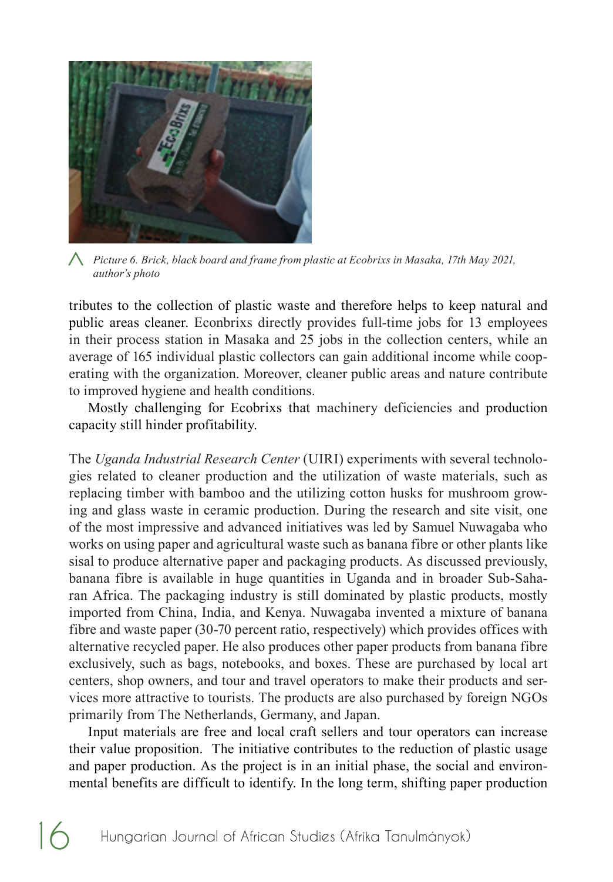*Picture 6. Brick, black board and frame from plastic at Ecobrixs in Masaka, 17th May 2021, author's photo*

tributes to the collection of plastic waste and therefore helps to keep natural and public areas cleaner. Econbrixs directly provides full-time jobs for 13 employees in their process station in Masaka and 25 jobs in the collection centers, while an average of 165 individual plastic collectors can gain additional income while cooperating with the organization. Moreover, cleaner public areas and nature contribute to improved hygiene and health conditions.

Mostly challenging for Ecobrixs that machinery deficiencies and production capacity still hinder profitability.

The *Uganda Industrial Research Center* (UIRI) experiments with several technologies related to cleaner production and the utilization of waste materials, such as replacing timber with bamboo and the utilizing cotton husks for mushroom growing and glass waste in ceramic production. During the research and site visit, one of the most impressive and advanced initiatives was led by Samuel Nuwagaba who works on using paper and agricultural waste such as banana fibre or other plants like sisal to produce alternative paper and packaging products. As discussed previously, banana fibre is available in huge quantities in Uganda and in broader Sub-Saharan Africa. The packaging industry is still dominated by plastic products, mostly imported from China, India, and Kenya. Nuwagaba invented a mixture of banana fibre and waste paper (30-70 percent ratio, respectively) which provides offices with alternative recycled paper. He also produces other paper products from banana fibre exclusively, such as bags, notebooks, and boxes. These are purchased by local art centers, shop owners, and tour and travel operators to make their products and services more attractive to tourists. The products are also purchased by foreign NGOs primarily from The Netherlands, Germany, and Japan.

Input materials are free and local craft sellers and tour operators can increase their value proposition. The initiative contributes to the reduction of plastic usage and paper production. As the project is in an initial phase, the social and environmental benefits are difficult to identify. In the long term, shifting paper production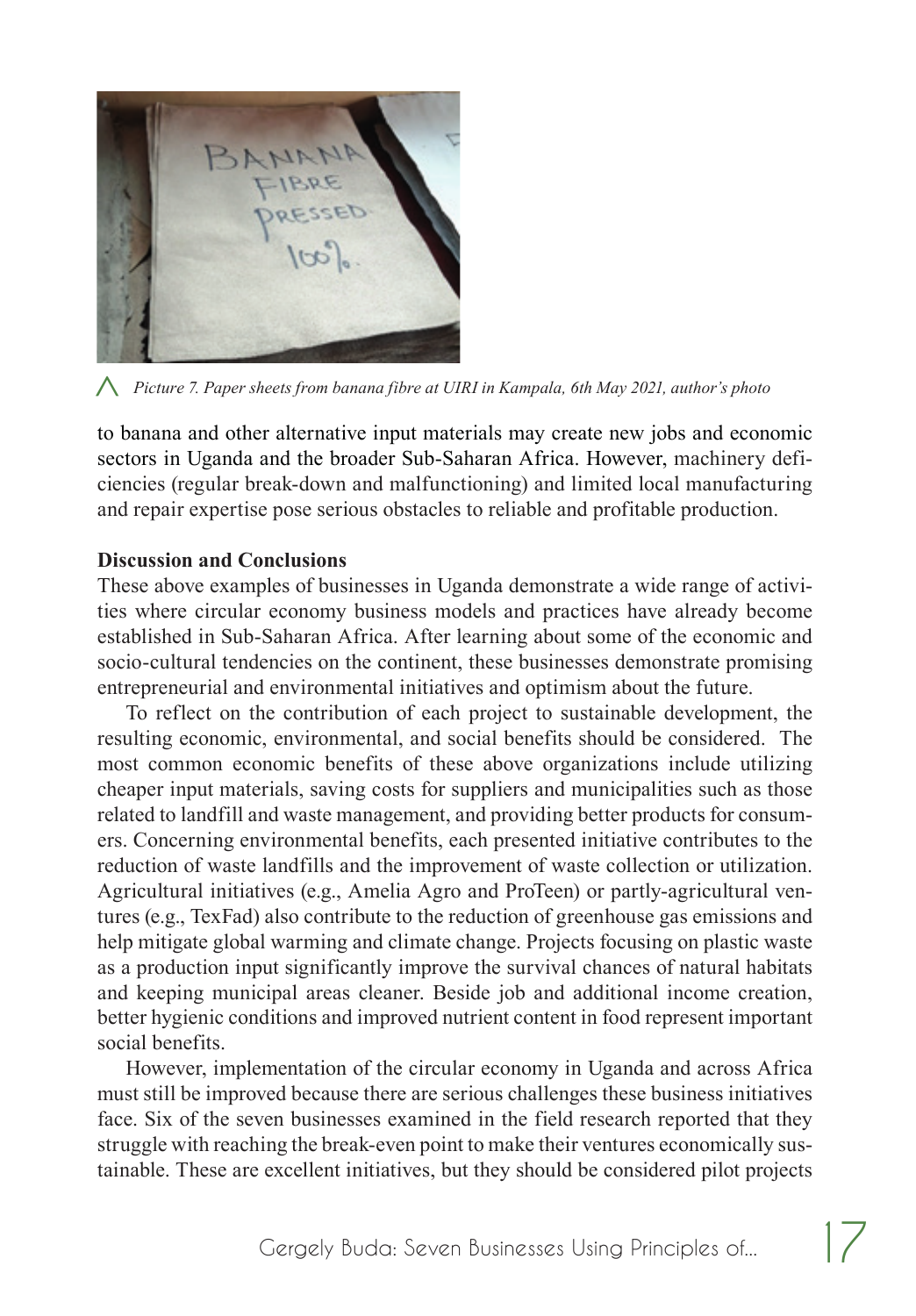*Picture 7. Paper sheets from banana fibre at UIRI in Kampala, 6th May 2021, author's photo*

to banana and other alternative input materials may create new jobs and economic sectors in Uganda and the broader Sub-Saharan Africa. However, machinery deficiencies (regular break-down and malfunctioning) and limited local manufacturing and repair expertise pose serious obstacles to reliable and profitable production.

**Discussion and Conclusions**

These above examples of businesses in Uganda demonstrate a wide range of activities where circular economy business models and practices have already become established in Sub-Saharan Africa. After learning about some of the economic and socio-cultural tendencies on the continent, these businesses demonstrate promising entrepreneurial and environmental initiatives and optimism about the future.

To reflect on the contribution of each project to sustainable development, the resulting economic, environmental, and social benefits should be considered. The most common economic benefits of these above organizations include utilizing cheaper input materials, saving costs for suppliers and municipalities such as those related to landfill and waste management, and providing better products for consumers. Concerning environmental benefits, each presented initiative contributes to the reduction of waste landfills and the improvement of waste collection or utilization. Agricultural initiatives (e.g., Amelia Agro and ProTeen) or partly-agricultural ventures (e.g., TexFad) also contribute to the reduction of greenhouse gas emissions and help mitigate global warming and climate change. Projects focusing on plastic waste as a production input significantly improve the survival chances of natural habitats and keeping municipal areas cleaner. Beside job and additional income creation, better hygienic conditions and improved nutrient content in food represent important social benefits.

However, implementation of the circular economy in Uganda and across Africa must still be improved because there are serious challenges these business initiatives face. Six of the seven businesses examined in the field research reported that they struggle with reaching the break-even point to make their ventures economically sustainable. These are excellent initiatives, but they should be considered pilot projects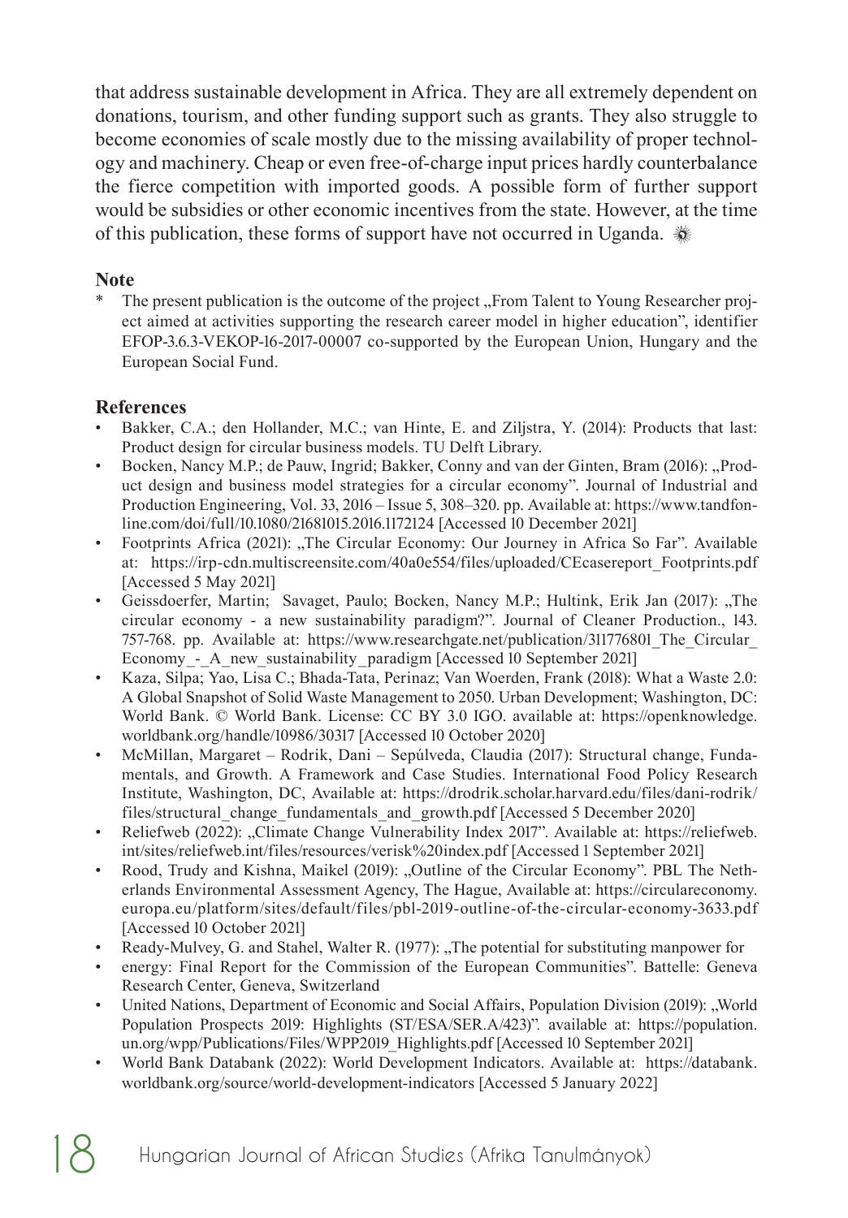that address sustainable development in Africa. They are all extremely dependent on donations, tourism, and other funding support such as grants. They also struggle to become economies of scale mostly due to the missing availability of proper technology and machinery. Cheap or even free-of-charge input prices hardly counterbalance the fierce competition with imported goods. A possible form of further support would be subsidies or other economic incentives from the state. However, at the time of this publication, these forms of support have not occurred in Uganda.

## Note

\* The present publication is the outcome of the project „From Talent to Young Researcher project aimed at activities supporting the research career model in higher education", identifier EFOP-3.6.3-VEKOP-16-2017-00007 co-supported by the European Union, Hungary and the European Social Fund.

## References

- Bakker, C.A.; den Hollander, M.C.; van Hinte, E. and Ziljstra, Y. (2014): Products that last: Product design for circular business models. TU Delft Library.
- Bocken, Nancy M.P.; de Pauw, Ingrid; Bakker, Conny and van der Ginten, Bram (2016): „Product design and business model strategies for a circular economy". Journal of Industrial and Production Engineering, Vol. 33, 2016 – Issue 5, 308–320. pp. Available at: https://www.tandfonline.com/doi/full/10.1080/21681015.2016.1172124 [Accessed 10 December 2021]
- Footprints Africa (2021): „The Circular Economy: Our Journey in Africa So Far". Available at: https://irp-cdn.multiscreensite.com/40a0e554/files/uploaded/CEcasereport_Footprints.pdf [Accessed 5 May 2021]
- Geissdoerfer, Martin; Savaget, Paulo; Bocken, Nancy M.P.; Hultink, Erik Jan (2017): „The circular economy - a new sustainability paradigm?". Journal of Cleaner Production., 143. 757-768. pp. Available at: https://www.researchgate.net/publication/311776801_The_Circular_Economy_-_A_new_sustainability_paradigm [Accessed 10 September 2021]
- Kaza, Silpa; Yao, Lisa C.; Bhada-Tata, Perinaz; Van Woerden, Frank (2018): What a Waste 2.0: A Global Snapshot of Solid Waste Management to 2050. Urban Development; Washington, DC: World Bank. © World Bank. License: CC BY 3.0 IGO. available at: https://openknowledge.worldbank.org/handle/10986/30317 [Accessed 10 October 2020]
- McMillan, Margaret – Rodrik, Dani – Sepúlveda, Claudia (2017): Structural change, Fundamentals, and Growth. A Framework and Case Studies. International Food Policy Research Institute, Washington, DC, Available at: https://drodrik.scholar.harvard.edu/files/dani-rodrik/files/structural_change_fundamentals_and_growth.pdf [Accessed 5 December 2020]
- Reliefweb (2022): „Climate Change Vulnerability Index 2017". Available at: https://reliefweb.int/sites/reliefweb.int/files/resources/verisk%20index.pdf [Accessed 1 September 2021]
- Rood, Trudy and Kishna, Maikel (2019): „Outline of the Circular Economy". PBL The Netherlands Environmental Assessment Agency, The Hague, Available at: https://circulareconomy.europa.eu/platform/sites/default/files/pbl-2019-outline-of-the-circular-economy-3633.pdf [Accessed 10 October 2021]
- Ready-Mulvey, G. and Stahel, Walter R. (1977): „The potential for substituting manpower for
- energy: Final Report for the Commission of the European Communities". Battelle: Geneva Research Center, Geneva, Switzerland
- United Nations, Department of Economic and Social Affairs, Population Division (2019): „World Population Prospects 2019: Highlights (ST/ESA/SER.A/423)". available at: https://population.un.org/wpp/Publications/Files/WPP2019_Highlights.pdf [Accessed 10 September 2021]
- World Bank Databank (2022): World Development Indicators. Available at: https://databank.worldbank.org/source/world-development-indicators [Accessed 5 January 2022]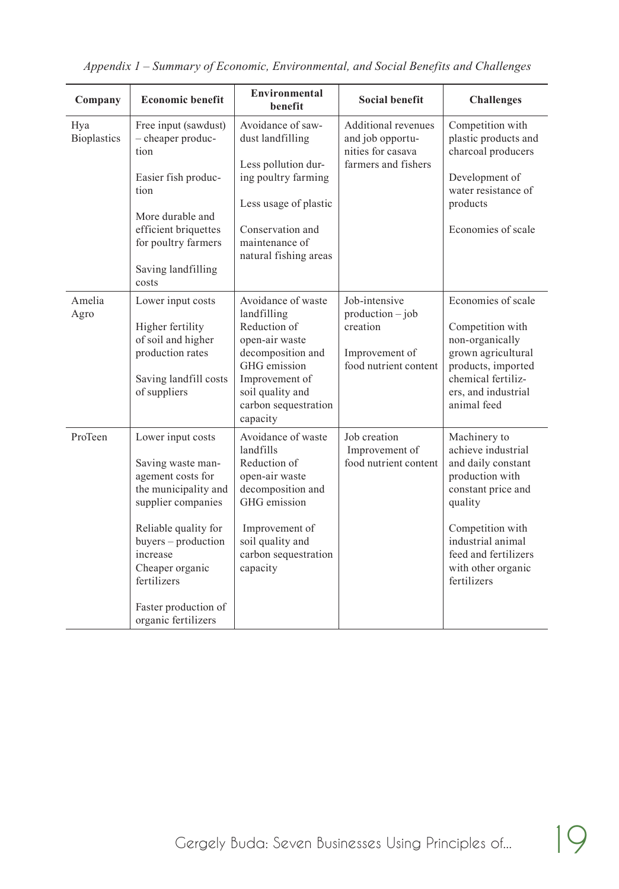*Appendix 1 – Summary of Economic, Environmental, and Social Benefits and Challenges*

| Company | Economic benefit | Environmental benefit | Social benefit | Challenges |
|---|---|---|---|---|
| Hya Bioplastics | Free input (sawdust) – cheaper production<br><br>Easier fish production<br><br>More durable and efficient briquettes for poultry farmers<br><br>Saving landfilling costs | Avoidance of sawdust landfilling<br><br>Less pollution during poultry farming<br><br>Less usage of plastic<br><br>Conservation and maintenance of natural fishing areas | Additional revenues and job opportunities for casava farmers and fishers | Competition with plastic products and charcoal producers<br><br>Development of water resistance of products<br><br>Economies of scale |
| Amelia Agro | Lower input costs<br><br>Higher fertility of soil and higher production rates<br><br>Saving landfill costs of suppliers | Avoidance of waste landfilling<br>Reduction of open-air waste decomposition and GHG emission<br>Improvement of soil quality and carbon sequestration capacity | Job-intensive production – job creation<br><br>Improvement of food nutrient content | Economies of scale<br><br>Competition with non-organically grown agricultural products, imported chemical fertilizers, and industrial animal feed |
| ProTeen | Lower input costs<br><br>Saving waste management costs for the municipality and supplier companies<br><br>Reliable quality for buyers – production increase<br>Cheaper organic fertilizers<br><br>Faster production of organic fertilizers | Avoidance of waste landfills<br>Reduction of open-air waste decomposition and GHG emission<br><br>Improvement of soil quality and carbon sequestration capacity | Job creation<br>Improvement of food nutrient content | Machinery to achieve industrial and daily constant production with constant price and quality<br><br>Competition with industrial animal feed and fertilizers with other organic fertilizers |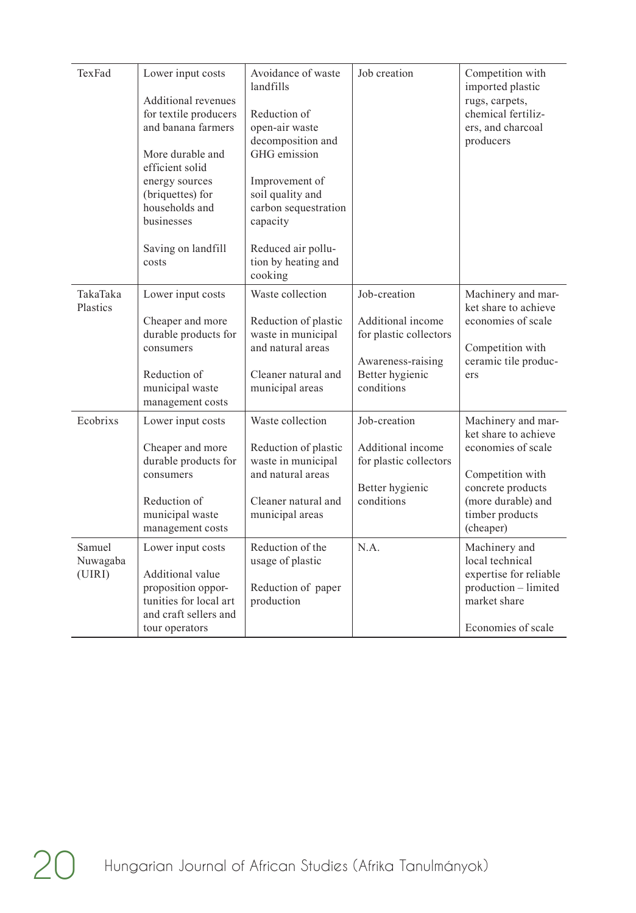| | | | | |
|---|---|---|---|---|
| TexFad | Lower input costs<br><br>Additional revenues for textile producers and banana farmers<br><br>More durable and efficient solid energy sources (briquettes) for households and businesses<br><br>Saving on landfill costs | Avoidance of waste landfills<br><br>Reduction of open-air waste decomposition and GHG emission<br><br>Improvement of soil quality and carbon sequestration capacity<br><br>Reduced air pollution by heating and cooking | Job creation | Competition with imported plastic rugs, carpets, chemical fertilizers, and charcoal producers |
| TakaTaka Plastics | Lower input costs<br><br>Cheaper and more durable products for consumers<br><br>Reduction of municipal waste management costs | Waste collection<br><br>Reduction of plastic waste in municipal and natural areas<br><br>Cleaner natural and municipal areas | Job-creation<br><br>Additional income for plastic collectors<br><br>Awareness-raising<br>Better hygienic conditions | Machinery and market share to achieve economies of scale<br><br>Competition with ceramic tile producers |
| Ecobrixs | Lower input costs<br><br>Cheaper and more durable products for consumers<br><br>Reduction of municipal waste management costs | Waste collection<br><br>Reduction of plastic waste in municipal and natural areas<br><br>Cleaner natural and municipal areas | Job-creation<br><br>Additional income for plastic collectors<br><br>Better hygienic conditions | Machinery and market share to achieve economies of scale<br><br>Competition with concrete products (more durable) and timber products (cheaper) |
| Samuel Nuwagaba (UIRI) | Lower input costs<br><br>Additional value proposition opportunities for local art and craft sellers and tour operators | Reduction of the usage of plastic<br><br>Reduction of paper production | N.A. | Machinery and local technical expertise for reliable production – limited market share<br><br>Economies of scale |